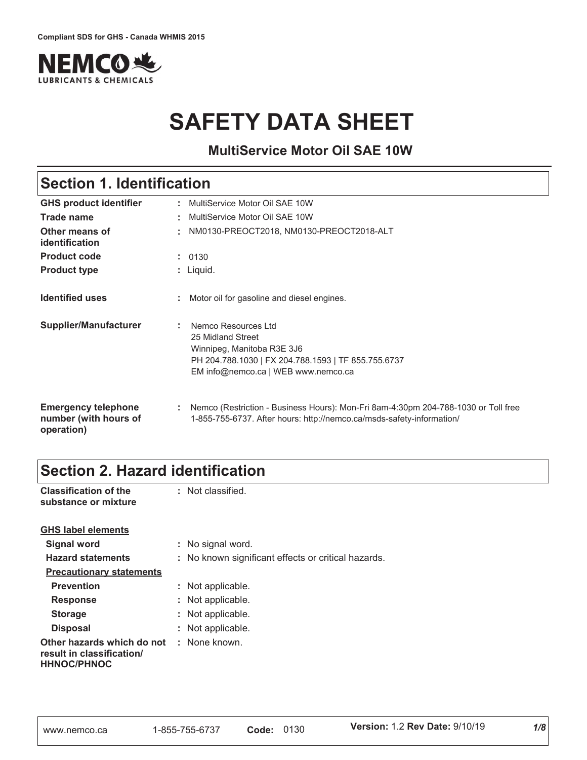Compliant SDS for GHS - Canada WHMIS 2015

NEMCO LUBRICANTS & CHEMICALS

# SAFETY DATA SHEET

### MultiService Motor Oil SAE 10W

## Section 1. Identification

| | | |
|---|---|---|
| **GHS product identifier** | : | MultiService Motor Oil SAE 10W |
| **Trade name** | : | MultiService Motor Oil SAE 10W |
| **Other means of identification** | : | NM0130-PREOCT2018, NM0130-PREOCT2018-ALT |
| **Product code** | : | 0130 |
| **Product type** | : | Liquid. |
| **Identified uses** | : | Motor oil for gasoline and diesel engines. |
| **Supplier/Manufacturer** | : | Nemco Resources Ltd<br>25 Midland Street<br>Winnipeg, Manitoba R3E 3J6<br>PH 204.788.1030 \| FX 204.788.1593 \| TF 855.755.6737<br>EM info@nemco.ca \| WEB www.nemco.ca |
| **Emergency telephone number (with hours of operation)** | : | Nemco (Restriction - Business Hours): Mon-Fri 8am-4:30pm 204-788-1030 or Toll free 1-855-755-6737. After hours: http://nemco.ca/msds-safety-information/ |

## Section 2. Hazard identification

| | | |
|---|---|---|
| **Classification of the substance or mixture** | : | Not classified. |

**GHS label elements**

| | | |
|---|---|---|
| **Signal word** | : | No signal word. |
| **Hazard statements** | : | No known significant effects or critical hazards. |

**Precautionary statements**

| | | |
|---|---|---|
| **Prevention** | : | Not applicable. |
| **Response** | : | Not applicable. |
| **Storage** | : | Not applicable. |
| **Disposal** | : | Not applicable. |
| **Other hazards which do not result in classification/ HHNOC/PHNOC** | : | None known. |

| www.nemco.ca | 1-855-755-6737 | **Code:** 0130 | **Version:** 1.2 **Rev Date:** 9/10/19 |
|---|---|---|---|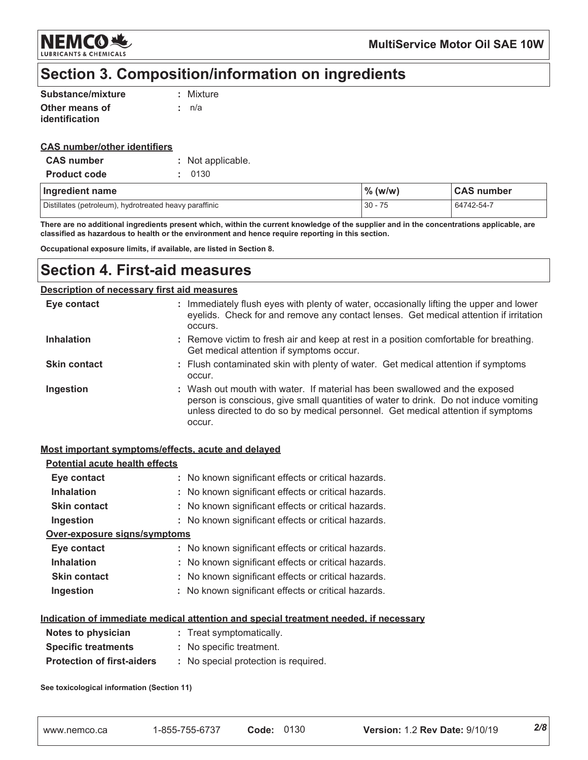## Section 3. Composition/information on ingredients

**Substance/mixture** : Mixture

**Other means of identification** : n/a

**CAS number/other identifiers**

**CAS number** : Not applicable.

**Product code** : 0130

| Ingredient name | % (w/w) | CAS number |
|---|---|---|
| Distillates (petroleum), hydrotreated heavy paraffinic | 30 - 75 | 64742-54-7 |

**There are no additional ingredients present which, within the current knowledge of the supplier and in the concentrations applicable, are classified as hazardous to health or the environment and hence require reporting in this section.**

**Occupational exposure limits, if available, are listed in Section 8.**

## Section 4. First-aid measures

**Description of necessary first aid measures**

**Eye contact** : Immediately flush eyes with plenty of water, occasionally lifting the upper and lower eyelids. Check for and remove any contact lenses. Get medical attention if irritation occurs.

**Inhalation** : Remove victim to fresh air and keep at rest in a position comfortable for breathing. Get medical attention if symptoms occur.

**Skin contact** : Flush contaminated skin with plenty of water. Get medical attention if symptoms occur.

**Ingestion** : Wash out mouth with water. If material has been swallowed and the exposed person is conscious, give small quantities of water to drink. Do not induce vomiting unless directed to do so by medical personnel. Get medical attention if symptoms occur.

**Most important symptoms/effects, acute and delayed**

**Potential acute health effects**

**Eye contact** : No known significant effects or critical hazards.

**Inhalation** : No known significant effects or critical hazards.

**Skin contact** : No known significant effects or critical hazards.

**Ingestion** : No known significant effects or critical hazards.

**Over-exposure signs/symptoms**

**Eye contact** : No known significant effects or critical hazards.

**Inhalation** : No known significant effects or critical hazards.

**Skin contact** : No known significant effects or critical hazards.

**Ingestion** : No known significant effects or critical hazards.

**Indication of immediate medical attention and special treatment needed, if necessary**

**Notes to physician** : Treat symptomatically.

**Specific treatments** : No specific treatment.

**Protection of first-aiders** : No special protection is required.

**See toxicological information (Section 11)**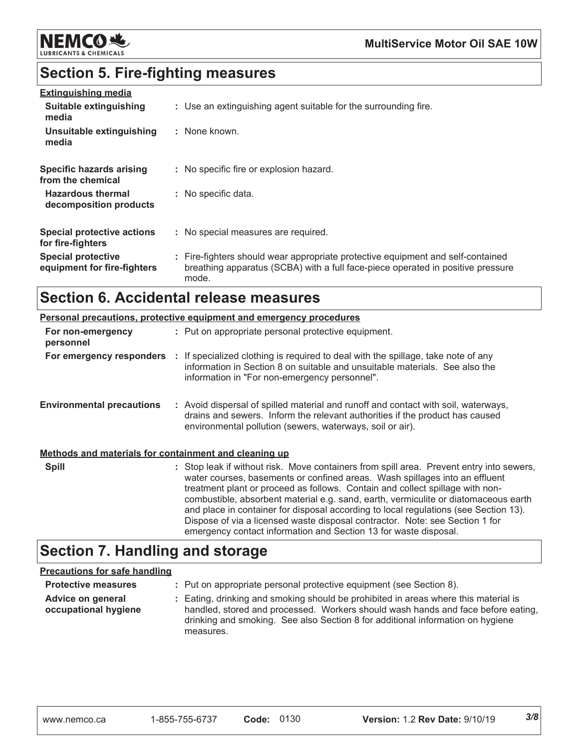## Section 5. Fire-fighting measures

**Extinguishing media**

| | |
|---|---|
| **Suitable extinguishing media** | : Use an extinguishing agent suitable for the surrounding fire. |
| **Unsuitable extinguishing media** | : None known. |
| **Specific hazards arising from the chemical** | : No specific fire or explosion hazard. |
| **Hazardous thermal decomposition products** | : No specific data. |
| **Special protective actions for fire-fighters** | : No special measures are required. |
| **Special protective equipment for fire-fighters** | : Fire-fighters should wear appropriate protective equipment and self-contained breathing apparatus (SCBA) with a full face-piece operated in positive pressure mode. |

## Section 6. Accidental release measures

**Personal precautions, protective equipment and emergency procedures**

| | |
|---|---|
| **For non-emergency personnel** | : Put on appropriate personal protective equipment. |
| **For emergency responders** | : If specialized clothing is required to deal with the spillage, take note of any information in Section 8 on suitable and unsuitable materials. See also the information in "For non-emergency personnel". |
| **Environmental precautions** | : Avoid dispersal of spilled material and runoff and contact with soil, waterways, drains and sewers. Inform the relevant authorities if the product has caused environmental pollution (sewers, waterways, soil or air). |

**Methods and materials for containment and cleaning up**

| | |
|---|---|
| **Spill** | : Stop leak if without risk. Move containers from spill area. Prevent entry into sewers, water courses, basements or confined areas. Wash spillages into an effluent treatment plant or proceed as follows. Contain and collect spillage with non-combustible, absorbent material e.g. sand, earth, vermiculite or diatomaceous earth and place in container for disposal according to local regulations (see Section 13). Dispose of via a licensed waste disposal contractor. Note: see Section 1 for emergency contact information and Section 13 for waste disposal. |

## Section 7. Handling and storage

**Precautions for safe handling**

| | |
|---|---|
| **Protective measures** | : Put on appropriate personal protective equipment (see Section 8). |
| **Advice on general occupational hygiene** | : Eating, drinking and smoking should be prohibited in areas where this material is handled, stored and processed. Workers should wash hands and face before eating, drinking and smoking. See also Section 8 for additional information on hygiene measures. |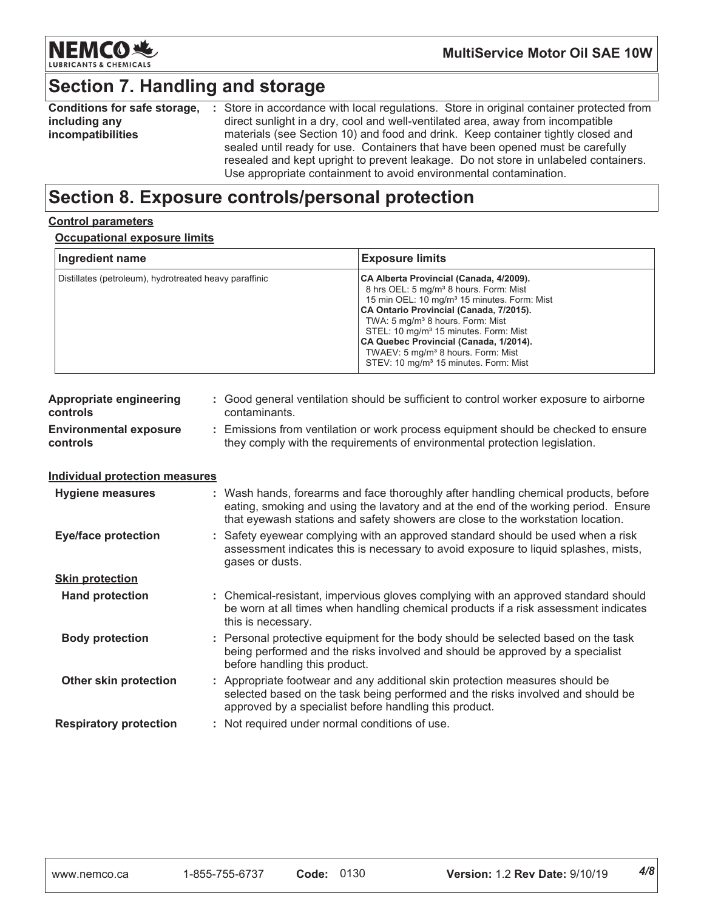## Section 7. Handling and storage

**Conditions for safe storage, including any incompatibilities** : Store in accordance with local regulations. Store in original container protected from direct sunlight in a dry, cool and well-ventilated area, away from incompatible materials (see Section 10) and food and drink. Keep container tightly closed and sealed until ready for use. Containers that have been opened must be carefully resealed and kept upright to prevent leakage. Do not store in unlabeled containers. Use appropriate containment to avoid environmental contamination.

## Section 8. Exposure controls/personal protection

**Control parameters**

**Occupational exposure limits**

| Ingredient name | Exposure limits |
|---|---|
| Distillates (petroleum), hydrotreated heavy paraffinic | **CA Alberta Provincial (Canada, 4/2009).**<br>8 hrs OEL: 5 mg/m³ 8 hours. Form: Mist<br>15 min OEL: 10 mg/m³ 15 minutes. Form: Mist<br>**CA Ontario Provincial (Canada, 7/2015).**<br>TWA: 5 mg/m³ 8 hours. Form: Mist<br>STEL: 10 mg/m³ 15 minutes. Form: Mist<br>**CA Quebec Provincial (Canada, 1/2014).**<br>TWAEV: 5 mg/m³ 8 hours. Form: Mist<br>STEV: 10 mg/m³ 15 minutes. Form: Mist |

**Appropriate engineering controls** : Good general ventilation should be sufficient to control worker exposure to airborne contaminants.

**Environmental exposure controls** : Emissions from ventilation or work process equipment should be checked to ensure they comply with the requirements of environmental protection legislation.

**Individual protection measures**

**Hygiene measures** : Wash hands, forearms and face thoroughly after handling chemical products, before eating, smoking and using the lavatory and at the end of the working period. Ensure that eyewash stations and safety showers are close to the workstation location.

**Eye/face protection** : Safety eyewear complying with an approved standard should be used when a risk assessment indicates this is necessary to avoid exposure to liquid splashes, mists, gases or dusts.

**Skin protection**

**Hand protection** : Chemical-resistant, impervious gloves complying with an approved standard should be worn at all times when handling chemical products if a risk assessment indicates this is necessary.

**Body protection** : Personal protective equipment for the body should be selected based on the task being performed and the risks involved and should be approved by a specialist before handling this product.

**Other skin protection** : Appropriate footwear and any additional skin protection measures should be selected based on the task being performed and the risks involved and should be approved by a specialist before handling this product.

**Respiratory protection** : Not required under normal conditions of use.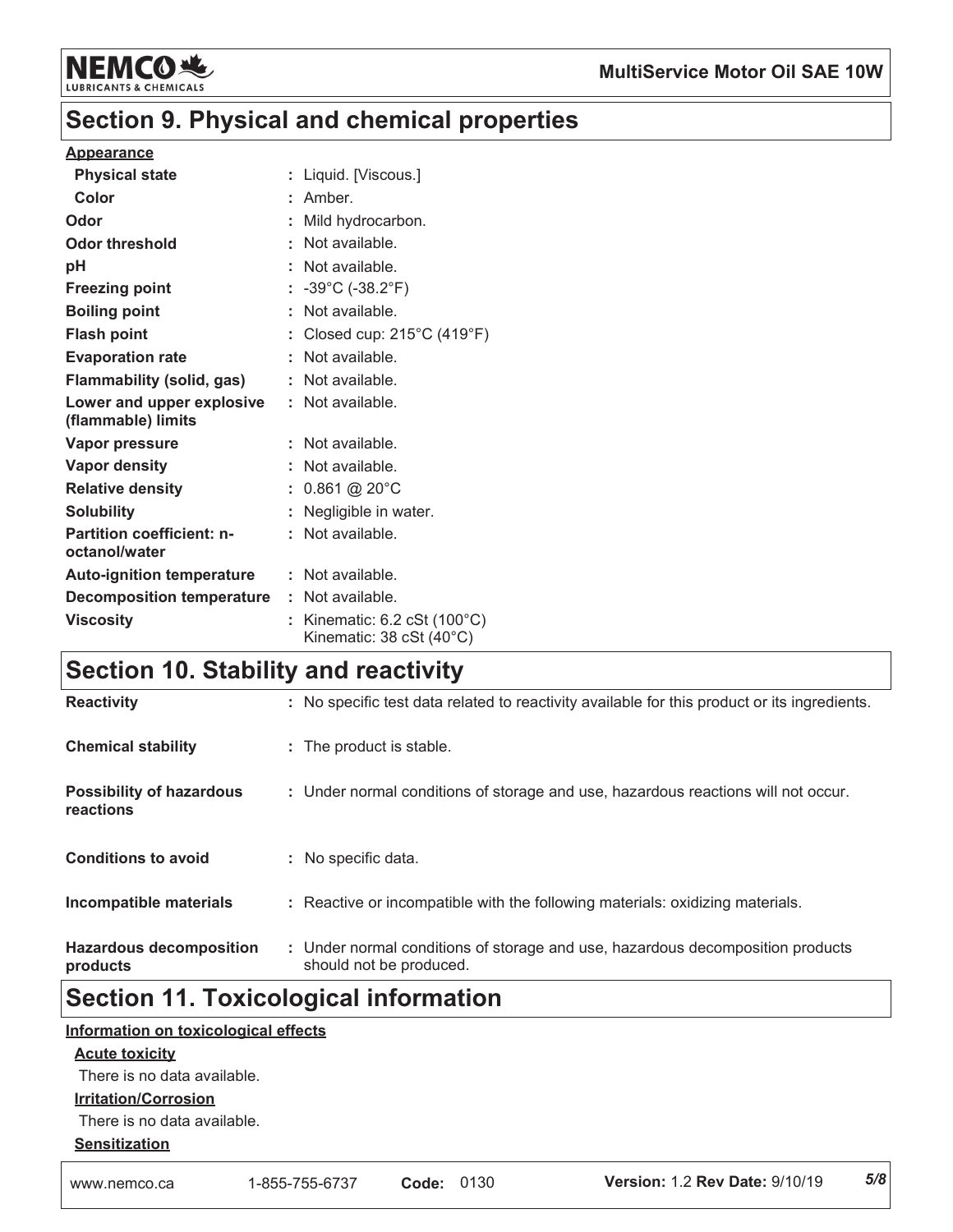## Section 9. Physical and chemical properties

**Appearance**

| | |
|---|---|
| **Physical state** | : Liquid. [Viscous.] |
| **Color** | : Amber. |
| **Odor** | : Mild hydrocarbon. |
| **Odor threshold** | : Not available. |
| **pH** | : Not available. |
| **Freezing point** | : -39°C (-38.2°F) |
| **Boiling point** | : Not available. |
| **Flash point** | : Closed cup: 215°C (419°F) |
| **Evaporation rate** | : Not available. |
| **Flammability (solid, gas)** | : Not available. |
| **Lower and upper explosive (flammable) limits** | : Not available. |
| **Vapor pressure** | : Not available. |
| **Vapor density** | : Not available. |
| **Relative density** | : 0.861 @ 20°C |
| **Solubility** | : Negligible in water. |
| **Partition coefficient: n-octanol/water** | : Not available. |
| **Auto-ignition temperature** | : Not available. |
| **Decomposition temperature** | : Not available. |
| **Viscosity** | : Kinematic: 6.2 cSt (100°C)<br>Kinematic: 38 cSt (40°C) |

## Section 10. Stability and reactivity

| | |
|---|---|
| **Reactivity** | : No specific test data related to reactivity available for this product or its ingredients. |
| **Chemical stability** | : The product is stable. |
| **Possibility of hazardous reactions** | : Under normal conditions of storage and use, hazardous reactions will not occur. |
| **Conditions to avoid** | : No specific data. |
| **Incompatible materials** | : Reactive or incompatible with the following materials: oxidizing materials. |
| **Hazardous decomposition products** | : Under normal conditions of storage and use, hazardous decomposition products should not be produced. |

## Section 11. Toxicological information

**Information on toxicological effects**

**Acute toxicity**

There is no data available.

**Irritation/Corrosion**

There is no data available.

**Sensitization**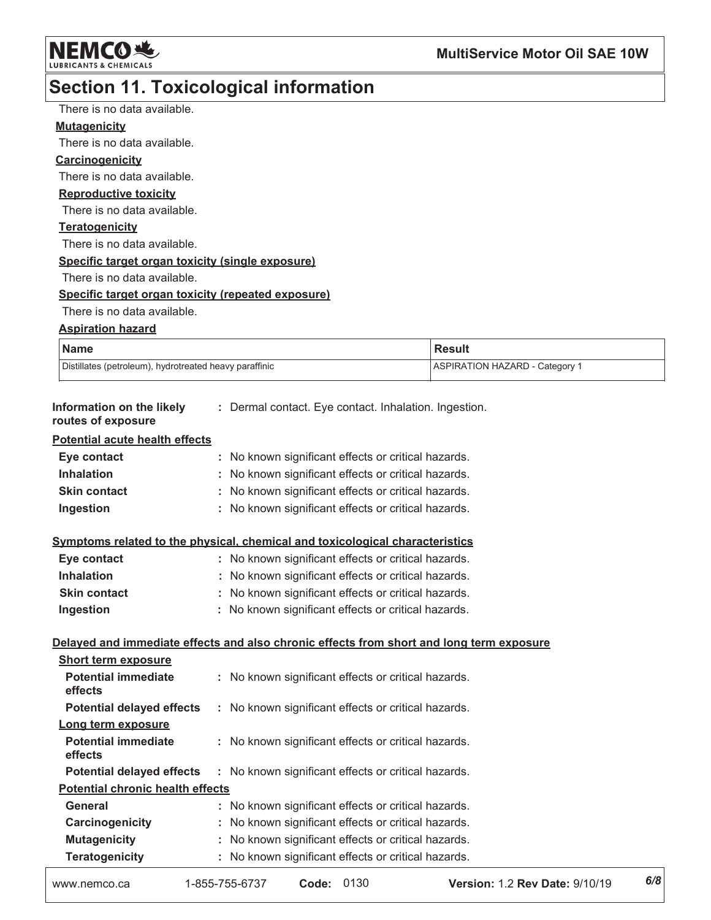## Section 11. Toxicological information

There is no data available.

**Mutagenicity**

There is no data available.

**Carcinogenicity**

There is no data available.

**Reproductive toxicity**

There is no data available.

**Teratogenicity**

There is no data available.

**Specific target organ toxicity (single exposure)**

There is no data available.

**Specific target organ toxicity (repeated exposure)**

There is no data available.

**Aspiration hazard**

| Name | Result |
| --- | --- |
| Distillates (petroleum), hydrotreated heavy paraffinic | ASPIRATION HAZARD - Category 1 |

**Information on the likely routes of exposure** : Dermal contact. Eye contact. Inhalation. Ingestion.

**Potential acute health effects**

- **Eye contact** : No known significant effects or critical hazards.
- **Inhalation** : No known significant effects or critical hazards.
- **Skin contact** : No known significant effects or critical hazards.
- **Ingestion** : No known significant effects or critical hazards.

**Symptoms related to the physical, chemical and toxicological characteristics**

- **Eye contact** : No known significant effects or critical hazards.
- **Inhalation** : No known significant effects or critical hazards.
- **Skin contact** : No known significant effects or critical hazards.
- **Ingestion** : No known significant effects or critical hazards.

**Delayed and immediate effects and also chronic effects from short and long term exposure**

**Short term exposure**

- **Potential immediate effects** : No known significant effects or critical hazards.
- **Potential delayed effects** : No known significant effects or critical hazards.

**Long term exposure**

- **Potential immediate effects** : No known significant effects or critical hazards.
- **Potential delayed effects** : No known significant effects or critical hazards.

**Potential chronic health effects**

- **General** : No known significant effects or critical hazards.
- **Carcinogenicity** : No known significant effects or critical hazards.
- **Mutagenicity** : No known significant effects or critical hazards.
- **Teratogenicity** : No known significant effects or critical hazards.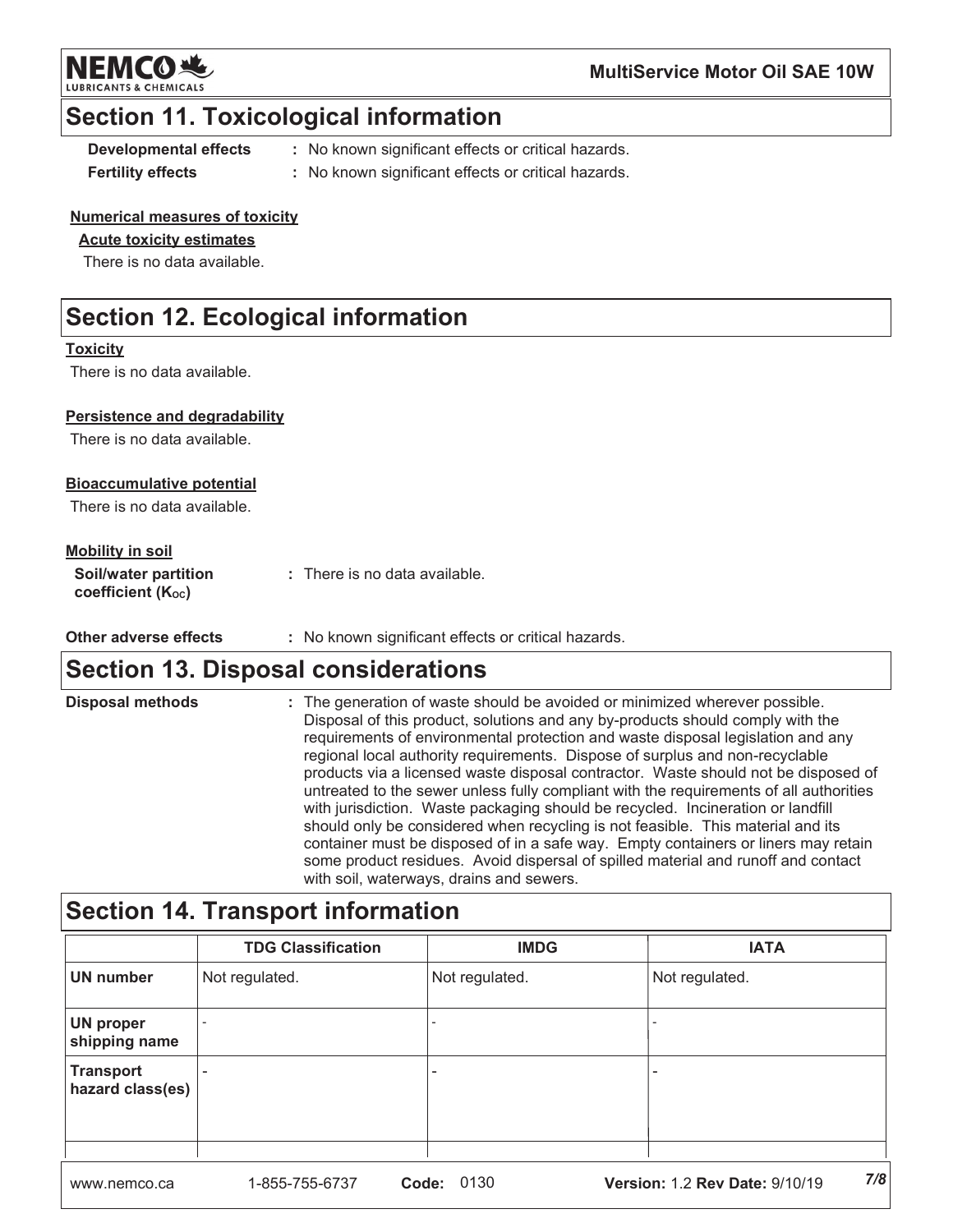## Section 11. Toxicological information

**Developmental effects** : No known significant effects or critical hazards.

**Fertility effects** : No known significant effects or critical hazards.

**Numerical measures of toxicity**

**Acute toxicity estimates**

There is no data available.

## Section 12. Ecological information

**Toxicity**

There is no data available.

**Persistence and degradability**

There is no data available.

**Bioaccumulative potential**

There is no data available.

**Mobility in soil**

**Soil/water partition coefficient ($K_{OC}$)** : There is no data available.

**Other adverse effects** : No known significant effects or critical hazards.

## Section 13. Disposal considerations

**Disposal methods** : The generation of waste should be avoided or minimized wherever possible. Disposal of this product, solutions and any by-products should comply with the requirements of environmental protection and waste disposal legislation and any regional local authority requirements. Dispose of surplus and non-recyclable products via a licensed waste disposal contractor. Waste should not be disposed of untreated to the sewer unless fully compliant with the requirements of all authorities with jurisdiction. Waste packaging should be recycled. Incineration or landfill should only be considered when recycling is not feasible. This material and its container must be disposed of in a safe way. Empty containers or liners may retain some product residues. Avoid dispersal of spilled material and runoff and contact with soil, waterways, drains and sewers.

## Section 14. Transport information

| | TDG Classification | IMDG | IATA |
|---|---|---|---|
| UN number | Not regulated. | Not regulated. | Not regulated. |
| UN proper shipping name | - | - | - |
| Transport hazard class(es) | - | - | - |
| | | | |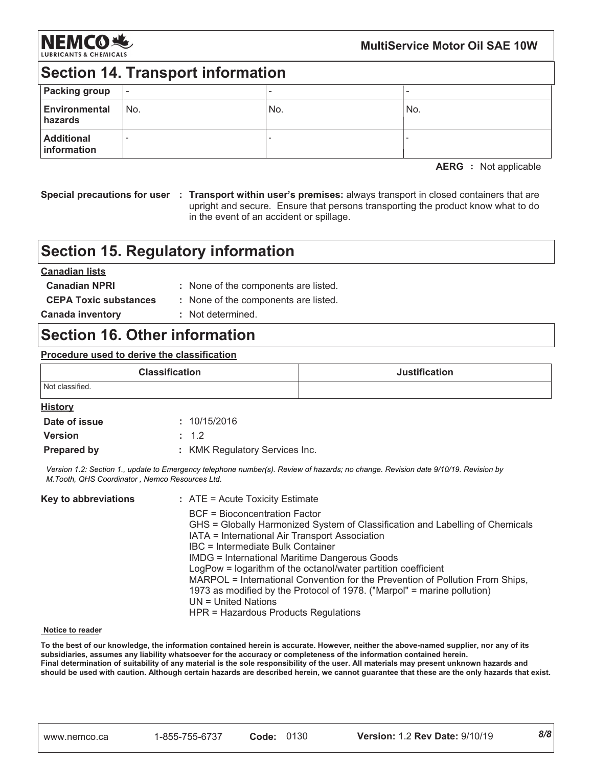## Section 14. Transport information

| | | | |
|---|---|---|---|
| **Packing group** | - | - | - |
| **Environmental hazards** | No. | No. | No. |
| **Additional information** | - | - | - |

**AERG :** Not applicable

**Special precautions for user :** **Transport within user's premises:** always transport in closed containers that are upright and secure. Ensure that persons transporting the product know what to do in the event of an accident or spillage.

## Section 15. Regulatory information

**Canadian lists**

**Canadian NPRI** : None of the components are listed.

**CEPA Toxic substances** : None of the components are listed.

**Canada inventory** : Not determined.

## Section 16. Other information

**Procedure used to derive the classification**

| Classification | Justification |
|---|---|
| Not classified. | |

**History**

**Date of issue** : 10/15/2016

**Version** : 1.2

**Prepared by** : KMK Regulatory Services Inc.

*Version 1.2: Section 1., update to Emergency telephone number(s). Review of hazards; no change. Revision date 9/10/19. Revision by M.Tooth, QHS Coordinator , Nemco Resources Ltd.*

**Key to abbreviations** : ATE = Acute Toxicity Estimate
BCF = Bioconcentration Factor
GHS = Globally Harmonized System of Classification and Labelling of Chemicals
IATA = International Air Transport Association
IBC = Intermediate Bulk Container
IMDG = International Maritime Dangerous Goods
LogPow = logarithm of the octanol/water partition coefficient
MARPOL = International Convention for the Prevention of Pollution From Ships, 1973 as modified by the Protocol of 1978. ("Marpol" = marine pollution)
UN = United Nations
HPR = Hazardous Products Regulations

**Notice to reader**

**To the best of our knowledge, the information contained herein is accurate. However, neither the above-named supplier, nor any of its subsidiaries, assumes any liability whatsoever for the accuracy or completeness of the information contained herein.
Final determination of suitability of any material is the sole responsibility of the user. All materials may present unknown hazards and should be used with caution. Although certain hazards are described herein, we cannot guarantee that these are the only hazards that exist.**